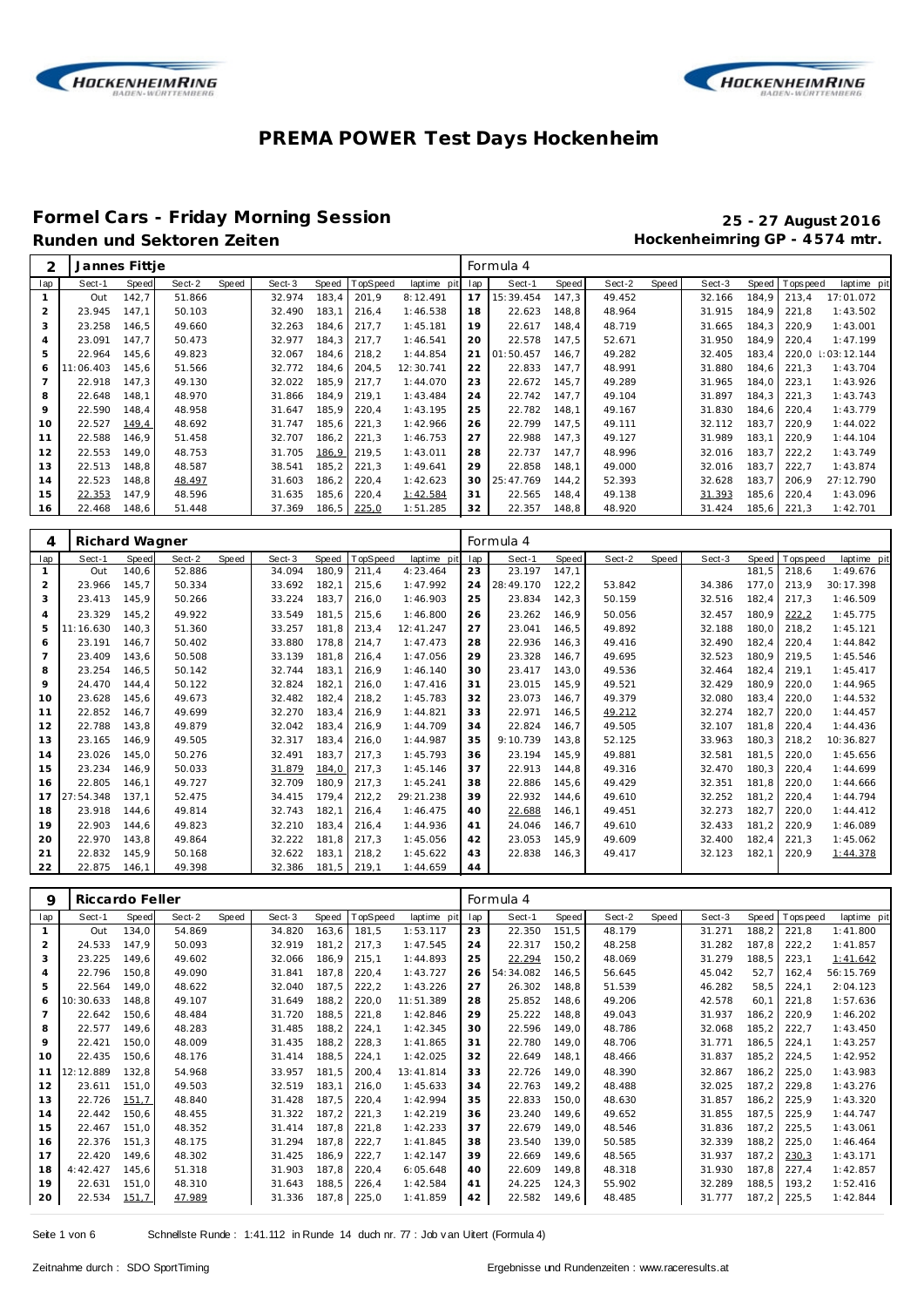# PREMA POWER Test Days Hockenheim

## Formel Cars - Friday Morning Session

**25 - 27 August 2016**

### Runden und Sektoren Zeiten

**Hockenheimring GP - 4574 mtr.**

| 2 | Jannes Fittje | | | | | | | | | Formula 4 | | | | | | | | |
|---|---|---|---|---|---|---|---|---|---|---|---|---|---|---|---|---|---|---|
| lap | Sect-1 | Speed | Sect-2 | Speed | Sect-3 | Speed | TopSpeed | laptime pit | lap | Sect-1 | Speed | Sect-2 | Speed | Sect-3 | Speed | Topspeed | laptime pit |
| 1 | Out | 142,7 | 51.866 | | 32.974 | 183,4 | 201,9 | 8:12.491 | 17 | 15:39.454 | 147,3 | 49.452 | | 32.166 | 184,9 | 213,4 | 17:01.072 |
| 2 | 23.945 | 147,1 | 50.103 | | 32.490 | 183,1 | 216,4 | 1:46.538 | 18 | 22.623 | 148,8 | 48.964 | | 31.915 | 184,9 | 221,8 | 1:43.502 |
| 3 | 23.258 | 146,5 | 49.660 | | 32.263 | 184,6 | 217,7 | 1:45.181 | 19 | 22.617 | 148,4 | 48.719 | | 31.665 | 184,3 | 220,9 | 1:43.001 |
| 4 | 23.091 | 147,7 | 50.473 | | 32.977 | 184,3 | 217,7 | 1:46.541 | 20 | 22.578 | 147,5 | 52.671 | | 31.950 | 184,9 | 220,4 | 1:47.199 |
| 5 | 22.964 | 145,6 | 49.823 | | 32.067 | 184,6 | 218,2 | 1:44.854 | 21 | 01:50.457 | 146,7 | 49.282 | | 32.405 | 183,4 | 220,0 | 1:03:12.144 |
| 6 | 11:06.403 | 145,6 | 51.566 | | 32.772 | 184,6 | 204,5 | 12:30.741 | 22 | 22.833 | 147,7 | 48.991 | | 31.880 | 184,6 | 221,3 | 1:43.704 |
| 7 | 22.918 | 147,3 | 49.130 | | 32.022 | 185,9 | 217,7 | 1:44.070 | 23 | 22.672 | 145,7 | 49.289 | | 31.965 | 184,0 | 223,1 | 1:43.926 |
| 8 | 22.648 | 148,1 | 48.970 | | 31.866 | 184,9 | 219,1 | 1:43.484 | 24 | 22.742 | 147,7 | 49.104 | | 31.897 | 184,3 | 221,3 | 1:43.743 |
| 9 | 22.590 | 148,4 | 48.958 | | 31.647 | 185,9 | 220,4 | 1:43.195 | 25 | 22.782 | 148,1 | 49.167 | | 31.830 | 184,6 | 220,4 | 1:43.779 |
| 10 | 22.527 | 149,4 | 48.692 | | 31.747 | 185,6 | 221,3 | 1:42.966 | 26 | 22.799 | 147,5 | 49.111 | | 32.112 | 183,7 | 220,9 | 1:44.022 |
| 11 | 22.588 | 146,9 | 51.458 | | 32.707 | 186,2 | 221,3 | 1:46.753 | 27 | 22.988 | 147,3 | 49.127 | | 31.989 | 183,1 | 220,9 | 1:44.104 |
| 12 | 22.553 | 149,0 | 48.753 | | 31.705 | 186,9 | 219,5 | 1:43.011 | 28 | 22.737 | 147,7 | 48.996 | | 32.016 | 183,7 | 222,2 | 1:43.749 |
| 13 | 22.513 | 148,8 | 48.587 | | 38.541 | 185,2 | 221,3 | 1:49.641 | 29 | 22.858 | 148,1 | 49.000 | | 32.016 | 183,7 | 222,7 | 1:43.874 |
| 14 | 22.523 | 148,8 | 48.497 | | 31.603 | 186,2 | 220,4 | 1:42.623 | 30 | 25:47.769 | 144,2 | 52.393 | | 32.628 | 183,7 | 206,9 | 27:12.790 |
| 15 | 22.353 | 147,9 | 48.596 | | 31.635 | 185,6 | 220,4 | 1:42.584 | 31 | 22.565 | 148,4 | 49.138 | | 31.393 | 185,6 | 220,4 | 1:43.096 |
| 16 | 22.468 | 148,6 | 51.448 | | 37.369 | 186,5 | 225,0 | 1:51.285 | 32 | 22.357 | 148,8 | 48.920 | | 31.424 | 185,6 | 221,3 | 1:42.701 |

| 4 | Richard Wagner | | | | | | | | | Formula 4 | | | | | | | | |
|---|---|---|---|---|---|---|---|---|---|---|---|---|---|---|---|---|---|---|
| lap | Sect-1 | Speed | Sect-2 | Speed | Sect-3 | Speed | TopSpeed | laptime pit | lap | Sect-1 | Speed | Sect-2 | Speed | Sect-3 | Speed | Topspeed | laptime pit |
| 1 | Out | 140,6 | 52.886 | | 34.094 | 180,9 | 211,4 | 4:23.464 | 23 | 23.197 | 147,1 | | | | 181,5 | 218,6 | 1:49.676 |
| 2 | 23.966 | 145,7 | 50.334 | | 33.692 | 182,1 | 215,6 | 1:47.992 | 24 | 28:49.170 | 122,2 | 53.842 | | 34.386 | 177,0 | 213,9 | 30:17.398 |
| 3 | 23.413 | 145,9 | 50.266 | | 33.224 | 183,7 | 216,0 | 1:46.903 | 25 | 23.834 | 142,3 | 50.159 | | 32.516 | 182,4 | 217,3 | 1:46.509 |
| 4 | 23.329 | 145,2 | 49.922 | | 33.549 | 181,5 | 215,6 | 1:46.800 | 26 | 23.262 | 146,9 | 50.056 | | 32.457 | 180,9 | 222,2 | 1:45.775 |
| 5 | 11:16.630 | 140,3 | 51.360 | | 33.257 | 181,8 | 213,4 | 12:41.247 | 27 | 23.041 | 146,5 | 49.892 | | 32.188 | 180,0 | 218,2 | 1:45.121 |
| 6 | 23.191 | 146,7 | 50.402 | | 33.880 | 178,8 | 214,7 | 1:47.473 | 28 | 22.936 | 146,3 | 49.416 | | 32.490 | 182,4 | 220,4 | 1:44.842 |
| 7 | 23.409 | 143,6 | 50.508 | | 33.139 | 181,8 | 216,4 | 1:47.056 | 29 | 23.328 | 146,7 | 49.695 | | 32.523 | 180,9 | 219,5 | 1:45.546 |
| 8 | 23.254 | 146,5 | 50.142 | | 32.744 | 183,1 | 216,9 | 1:46.140 | 30 | 23.417 | 143,0 | 49.536 | | 32.464 | 182,4 | 219,1 | 1:45.417 |
| 9 | 24.470 | 144,4 | 50.122 | | 32.824 | 182,1 | 216,0 | 1:47.416 | 31 | 23.015 | 145,9 | 49.521 | | 32.429 | 180,9 | 220,0 | 1:44.965 |
| 10 | 23.628 | 145,6 | 49.673 | | 32.482 | 182,4 | 218,2 | 1:45.783 | 32 | 23.073 | 146,7 | 49.379 | | 32.080 | 183,4 | 220,0 | 1:44.532 |
| 11 | 22.852 | 146,7 | 49.699 | | 32.270 | 183,4 | 216,9 | 1:44.821 | 33 | 22.971 | 146,5 | 49.212 | | 32.274 | 182,7 | 220,0 | 1:44.457 |
| 12 | 22.788 | 143,8 | 49.879 | | 32.042 | 183,4 | 216,9 | 1:44.709 | 34 | 22.824 | 146,7 | 49.505 | | 32.107 | 181,8 | 220,4 | 1:44.436 |
| 13 | 23.165 | 146,9 | 49.505 | | 32.317 | 183,4 | 216,0 | 1:44.987 | 35 | 9:10.739 | 143,8 | 52.125 | | 33.963 | 180,3 | 218,2 | 10:36.827 |
| 14 | 23.026 | 145,0 | 50.276 | | 32.491 | 183,7 | 217,3 | 1:45.793 | 36 | 23.194 | 145,9 | 49.881 | | 32.581 | 181,5 | 220,0 | 1:45.656 |
| 15 | 23.234 | 146,9 | 50.033 | | 31.879 | 184,0 | 217,3 | 1:45.146 | 37 | 22.913 | 144,8 | 49.316 | | 32.470 | 180,3 | 220,4 | 1:44.699 |
| 16 | 22.805 | 146,1 | 49.727 | | 32.709 | 180,9 | 217,3 | 1:45.241 | 38 | 22.886 | 145,6 | 49.429 | | 32.351 | 181,8 | 220,0 | 1:44.666 |
| 17 | 27:54.348 | 137,1 | 52.475 | | 34.415 | 179,4 | 212,2 | 29:21.238 | 39 | 22.932 | 144,6 | 49.610 | | 32.252 | 181,2 | 220,4 | 1:44.794 |
| 18 | 23.918 | 144,6 | 49.814 | | 32.743 | 182,1 | 216,4 | 1:46.475 | 40 | 22.688 | 146,1 | 49.451 | | 32.273 | 182,7 | 220,0 | 1:44.412 |
| 19 | 22.903 | 144,6 | 49.823 | | 32.210 | 183,4 | 216,4 | 1:44.936 | 41 | 24.046 | 146,7 | 49.610 | | 32.433 | 181,2 | 220,9 | 1:46.089 |
| 20 | 22.970 | 143,8 | 49.864 | | 32.222 | 181,8 | 217,3 | 1:45.056 | 42 | 23.053 | 145,9 | 49.609 | | 32.400 | 182,4 | 221,3 | 1:45.062 |
| 21 | 22.832 | 145,9 | 50.168 | | 32.622 | 183,1 | 218,2 | 1:45.622 | 43 | 22.838 | 146,3 | 49.417 | | 32.123 | 182,1 | 220,9 | 1:44.378 |
| 22 | 22.875 | 146,1 | 49.398 | | 32.386 | 181,5 | 219,1 | 1:44.659 | 44 | | | | | | | | |

| 9 | Riccardo Feller | | | | | | | | | Formula 4 | | | | | | | | |
|---|---|---|---|---|---|---|---|---|---|---|---|---|---|---|---|---|---|---|
| lap | Sect-1 | Speed | Sect-2 | Speed | Sect-3 | Speed | TopSpeed | laptime pit | lap | Sect-1 | Speed | Sect-2 | Speed | Sect-3 | Speed | Topspeed | laptime pit |
| 1 | Out | 134,0 | 54.869 | | 34.820 | 163,6 | 181,5 | 1:53.117 | 23 | 22.350 | 151,5 | 48.179 | | 31.271 | 188,2 | 221,8 | 1:41.800 |
| 2 | 24.533 | 147,9 | 50.093 | | 32.919 | 181,2 | 217,3 | 1:47.545 | 24 | 22.317 | 150,2 | 48.258 | | 31.282 | 187,8 | 222,2 | 1:41.857 |
| 3 | 23.225 | 149,6 | 49.602 | | 32.066 | 186,9 | 215,1 | 1:44.893 | 25 | 22.294 | 150,2 | 48.069 | | 31.279 | 188,5 | 223,1 | 1:41.642 |
| 4 | 22.796 | 150,8 | 49.090 | | 31.841 | 187,8 | 220,4 | 1:43.727 | 26 | 54:34.082 | 146,5 | 56.645 | | 45.042 | 52,7 | 162,4 | 56:15.769 |
| 5 | 22.564 | 149,0 | 48.622 | | 32.040 | 187,5 | 222,2 | 1:43.226 | 27 | 26.302 | 148,8 | 51.539 | | 46.282 | 58,5 | 224,1 | 2:04.123 |
| 6 | 10:30.633 | 148,8 | 49.107 | | 31.649 | 188,2 | 220,0 | 11:51.389 | 28 | 25.852 | 148,6 | 49.206 | | 42.578 | 60,1 | 221,8 | 1:57.636 |
| 7 | 22.642 | 150,6 | 48.484 | | 31.720 | 188,5 | 221,8 | 1:42.846 | 29 | 25.222 | 148,8 | 49.043 | | 31.937 | 186,2 | 220,9 | 1:46.202 |
| 8 | 22.577 | 149,6 | 48.283 | | 31.485 | 188,2 | 224,1 | 1:42.345 | 30 | 22.596 | 149,0 | 48.786 | | 32.068 | 185,2 | 222,7 | 1:43.450 |
| 9 | 22.421 | 150,0 | 48.009 | | 31.435 | 188,2 | 228,3 | 1:41.865 | 31 | 22.780 | 149,0 | 48.706 | | 31.771 | 186,5 | 224,1 | 1:43.257 |
| 10 | 22.435 | 150,6 | 48.176 | | 31.414 | 188,5 | 224,1 | 1:42.025 | 32 | 22.649 | 148,1 | 48.466 | | 31.837 | 185,2 | 224,5 | 1:42.952 |
| 11 | 12:12.889 | 132,8 | 54.968 | | 33.957 | 181,5 | 200,4 | 13:41.814 | 33 | 22.726 | 149,0 | 48.390 | | 32.867 | 186,2 | 225,0 | 1:43.983 |
| 12 | 23.611 | 151,0 | 49.503 | | 32.519 | 183,1 | 216,0 | 1:45.633 | 34 | 22.763 | 149,2 | 48.488 | | 32.025 | 187,2 | 229,8 | 1:43.276 |
| 13 | 22.726 | 151,7 | 48.840 | | 31.428 | 187,5 | 220,4 | 1:42.994 | 35 | 22.833 | 150,0 | 48.630 | | 31.857 | 186,2 | 225,9 | 1:43.320 |
| 14 | 22.442 | 150,6 | 48.455 | | 31.322 | 187,2 | 221,3 | 1:42.219 | 36 | 23.240 | 149,6 | 49.652 | | 31.855 | 187,5 | 225,9 | 1:44.747 |
| 15 | 22.467 | 151,0 | 48.352 | | 31.414 | 187,8 | 221,8 | 1:42.233 | 37 | 22.679 | 149,0 | 48.546 | | 31.836 | 187,2 | 225,5 | 1:43.061 |
| 16 | 22.376 | 151,3 | 48.175 | | 31.294 | 187,8 | 222,7 | 1:41.845 | 38 | 23.540 | 139,0 | 50.585 | | 32.339 | 188,2 | 225,0 | 1:46.464 |
| 17 | 22.420 | 149,6 | 48.302 | | 31.425 | 186,9 | 222,7 | 1:42.147 | 39 | 22.669 | 149,6 | 48.565 | | 31.937 | 187,2 | 230,3 | 1:43.171 |
| 18 | 4:42.427 | 145,6 | 51.318 | | 31.903 | 187,8 | 220,4 | 6:05.648 | 40 | 22.609 | 149,8 | 48.318 | | 31.930 | 187,8 | 227,4 | 1:42.857 |
| 19 | 22.631 | 151,0 | 48.310 | | 31.643 | 188,5 | 226,4 | 1:42.584 | 41 | 24.225 | 124,3 | 55.902 | | 32.289 | 188,5 | 193,2 | 1:52.416 |
| 20 | 22.534 | 151,7 | 47.989 | | 31.336 | 187,8 | 225,0 | 1:41.859 | 42 | 22.582 | 149,6 | 48.485 | | 31.777 | 187,2 | 225,5 | 1:42.844 |

Schnellste Runde : 1:41.112 in Runde 14 duch nr. 77 : Job van Uitert (Formula 4)

Zeitnahme durch : SDO SportTiming

Ergebnisse und Rundenzeiten : www.raceresults.at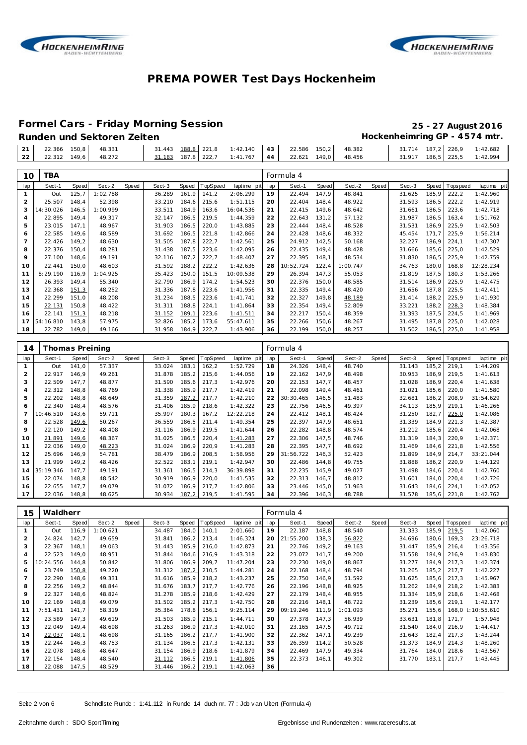# PREMA POWER Test Days Hockenheim

## Formel Cars - Friday Morning Session

**25 - 27 August 2016**

### Runden und Sektoren Zeiten

**Hockenheimring GP - 4574 mtr.**

| lap | Sect-1 | Speed | Sect-2 | Speed | Sect-3 | Speed | TopSpeed | laptime pit | lap | Sect-1 | Speed | Sect-2 | Speed | Sect-3 | Speed | Topspeed | laptime pit |
|---|---|---|---|---|---|---|---|---|---|---|---|---|---|---|---|---|---|
| 21 | 22.366 | 150,8 | 48.331 | | 31.443 | 188,8 | 221,8 | 1:42.140 | 43 | 22.586 | 150,2 | 48.382 | | 31.714 | 187,2 | 226,9 | 1:42.682 |
| 22 | 22.312 | 149,6 | 48.272 | | 31.183 | 187,8 | 222,7 | 1:41.767 | 44 | 22.621 | 149,0 | 48.456 | | 31.917 | 186,5 | 225,5 | 1:42.994 |

**10 TBA** — Formula 4

| lap | Sect-1 | Speed | Sect-2 | Speed | Sect-3 | Speed | TopSpeed | laptime pit | lap | Sect-1 | Speed | Sect-2 | Speed | Sect-3 | Speed | Topspeed | laptime pit |
|---|---|---|---|---|---|---|---|---|---|---|---|---|---|---|---|---|---|
| 1 | Out | 125,7 | 1:02.788 | | 36.289 | 161,9 | 141,2 | 2:06.299 | 19 | 22.494 | 147,9 | 48.841 | | 31.625 | 185,9 | 222,2 | 1:42.960 |
| 2 | 25.507 | 148,4 | 52.398 | | 33.210 | 184,6 | 215,6 | 1:51.115 | 20 | 22.404 | 148,4 | 48.922 | | 31.593 | 186,5 | 222,2 | 1:42.919 |
| 3 | 14:30.026 | 146,5 | 1:00.999 | | 33.511 | 184,9 | 163,6 | 16:04.536 | 21 | 22.415 | 149,6 | 48.642 | | 31.661 | 186,5 | 223,6 | 1:42.718 |
| 4 | 22.895 | 149,4 | 49.317 | | 32.147 | 186,5 | 219,5 | 1:44.359 | 22 | 22.643 | 131,2 | 57.132 | | 31.987 | 186,5 | 163,4 | 1:51.762 |
| 5 | 23.015 | 147,1 | 48.967 | | 31.903 | 186,5 | 220,0 | 1:43.885 | 23 | 22.444 | 148,4 | 48.528 | | 31.531 | 186,9 | 225,9 | 1:42.503 |
| 6 | 22.585 | 149,6 | 48.589 | | 31.692 | 186,5 | 221,8 | 1:42.866 | 24 | 22.428 | 148,6 | 48.332 | | 45.454 | 171,7 | 225,9 | 1:56.214 |
| 7 | 22.426 | 149,2 | 48.630 | | 31.505 | 187,8 | 222,7 | 1:42.561 | 25 | 24.912 | 142,5 | 50.168 | | 32.227 | 186,9 | 224,1 | 1:47.307 |
| 8 | 22.376 | 150,4 | 48.281 | | 31.438 | 187,5 | 223,6 | 1:42.095 | 26 | 22.435 | 149,4 | 48.428 | | 31.666 | 185,6 | 225,0 | 1:42.529 |
| 9 | 27.100 | 148,6 | 49.191 | | 32.116 | 187,2 | 222,7 | 1:48.407 | 27 | 22.395 | 148,1 | 48.534 | | 31.830 | 186,5 | 225,9 | 1:42.759 |
| 10 | 22.441 | 150,0 | 48.603 | | 31.592 | 188,2 | 222,2 | 1:42.636 | 28 | 10:52.724 | 122,4 | 1:00.747 | | 34.763 | 180,0 | 168,8 | 12:28.234 |
| 11 | 8:29.190 | 116,9 | 1:04.925 | | 35.423 | 150,0 | 151,5 | 10:09.538 | 29 | 26.394 | 147,3 | 55.053 | | 31.819 | 187,5 | 180,3 | 1:53.266 |
| 12 | 26.393 | 149,4 | 55.340 | | 32.790 | 186,9 | 174,2 | 1:54.523 | 30 | 22.376 | 150,0 | 48.585 | | 31.514 | 186,9 | 225,9 | 1:42.475 |
| 13 | 22.368 | 151,3 | 48.252 | | 31.336 | 187,8 | 223,6 | 1:41.956 | 31 | 22.335 | 149,4 | 48.420 | | 31.656 | 187,8 | 225,5 | 1:42.411 |
| 14 | 22.299 | 151,0 | 48.208 | | 31.234 | 188,5 | 223,6 | 1:41.741 | 32 | 22.327 | 149,8 | 48.189 | | 31.414 | 188,2 | 225,9 | 1:41.930 |
| 15 | 22.131 | 150,8 | 48.422 | | 31.311 | 188,8 | 224,1 | 1:41.864 | 33 | 22.354 | 149,4 | 52.809 | | 33.221 | 188,2 | 228,3 | 1:48.384 |
| 16 | 22.141 | 151,3 | 48.218 | | 31.152 | 189,1 | 223,6 | 1:41.511 | 34 | 22.217 | 150,4 | 48.359 | | 31.393 | 187,5 | 224,5 | 1:41.969 |
| 17 | 54:16.810 | 143,8 | 57.975 | | 32.826 | 185,2 | 173,6 | 55:47.611 | 35 | 22.266 | 150,6 | 48.267 | | 31.495 | 187,8 | 225,0 | 1:42.028 |
| 18 | 22.782 | 149,0 | 49.166 | | 31.958 | 184,9 | 222,7 | 1:43.906 | 36 | 22.199 | 150,0 | 48.257 | | 31.502 | 186,5 | 225,0 | 1:41.958 |

**14 Thomas Preining** — Formula 4

| lap | Sect-1 | Speed | Sect-2 | Speed | Sect-3 | Speed | TopSpeed | laptime pit | lap | Sect-1 | Speed | Sect-2 | Speed | Sect-3 | Speed | Topspeed | laptime pit |
|---|---|---|---|---|---|---|---|---|---|---|---|---|---|---|---|---|---|
| 1 | Out | 141,0 | 57.337 | | 33.024 | 183,1 | 162,2 | 1:52.729 | 18 | 24.326 | 148,4 | 48.740 | | 31.143 | 185,2 | 219,1 | 1:44.209 |
| 2 | 22.917 | 146,9 | 49.261 | | 31.878 | 185,2 | 215,6 | 1:44.056 | 19 | 22.162 | 147,9 | 48.498 | | 30.953 | 186,9 | 219,5 | 1:41.613 |
| 3 | 22.509 | 147,7 | 48.877 | | 31.590 | 185,6 | 217,3 | 1:42.976 | 20 | 22.153 | 147,7 | 48.457 | | 31.028 | 186,9 | 220,4 | 1:41.638 |
| 4 | 22.312 | 148,8 | 48.769 | | 31.338 | 185,9 | 217,7 | 1:42.419 | 21 | 22.098 | 149,4 | 48.461 | | 31.021 | 185,6 | 220,0 | 1:41.580 |
| 5 | 22.202 | 148,8 | 48.649 | | 31.359 | 187,2 | 217,7 | 1:42.210 | 22 | 30:30.465 | 146,5 | 51.483 | | 32.681 | 186,2 | 208,9 | 31:54.629 |
| 6 | 22.340 | 148,4 | 48.576 | | 31.406 | 185,9 | 218,6 | 1:42.322 | 23 | 22.756 | 146,5 | 49.397 | | 34.113 | 185,9 | 219,1 | 1:46.266 |
| 7 | 10:46.510 | 143,6 | 59.711 | | 35.997 | 180,3 | 167,2 | 12:22.218 | 24 | 22.412 | 148,1 | 48.424 | | 31.250 | 182,7 | 225,0 | 1:42.086 |
| 8 | 22.528 | 149,6 | 50.267 | | 36.559 | 186,5 | 211,4 | 1:49.354 | 25 | 22.397 | 147,9 | 48.651 | | 31.339 | 184,9 | 221,3 | 1:42.387 |
| 9 | 22.120 | 149,2 | 48.408 | | 31.116 | 186,9 | 219,5 | 1:41.644 | 26 | 22.282 | 148,8 | 48.574 | | 31.212 | 185,6 | 220,4 | 1:42.068 |
| 10 | 21.891 | 149,6 | 48.367 | | 31.025 | 186,5 | 220,4 | 1:41.283 | 27 | 22.306 | 147,5 | 48.746 | | 31.319 | 184,3 | 220,9 | 1:42.371 |
| 11 | 22.036 | 149,0 | 48.223 | | 31.024 | 186,9 | 220,9 | 1:41.283 | 28 | 22.395 | 147,7 | 48.692 | | 31.469 | 184,6 | 221,8 | 1:42.556 |
| 12 | 25.696 | 146,9 | 54.781 | | 38.479 | 186,9 | 208,5 | 1:58.956 | 29 | 31:56.722 | 146,3 | 52.423 | | 31.899 | 184,9 | 214,7 | 33:21.044 |
| 13 | 21.999 | 149,2 | 48.426 | | 32.522 | 183,1 | 219,1 | 1:42.947 | 30 | 22.486 | 144,8 | 49.755 | | 31.888 | 186,2 | 220,9 | 1:44.129 |
| 14 | 35:19.346 | 147,7 | 49.191 | | 31.361 | 186,5 | 214,3 | 36:39.898 | 31 | 22.235 | 145,9 | 49.027 | | 31.498 | 184,6 | 220,4 | 1:42.760 |
| 15 | 22.074 | 148,8 | 48.542 | | 30.919 | 186,9 | 220,0 | 1:41.535 | 32 | 22.313 | 146,7 | 48.812 | | 31.601 | 184,0 | 220,4 | 1:42.726 |
| 16 | 22.655 | 147,7 | 49.079 | | 31.072 | 186,9 | 217,7 | 1:42.806 | 33 | 23.446 | 145,0 | 51.963 | | 31.643 | 184,6 | 224,1 | 1:47.052 |
| 17 | 22.036 | 148,8 | 48.625 | | 30.934 | 187,2 | 219,5 | 1:41.595 | 34 | 22.396 | 146,3 | 48.788 | | 31.578 | 185,6 | 221,8 | 1:42.762 |

**15 Waldherr** — Formula 4

| lap | Sect-1 | Speed | Sect-2 | Speed | Sect-3 | Speed | TopSpeed | laptime pit | lap | Sect-1 | Speed | Sect-2 | Speed | Sect-3 | Speed | Topspeed | laptime pit |
|---|---|---|---|---|---|---|---|---|---|---|---|---|---|---|---|---|---|
| 1 | Out | 116,9 | 1:00.621 | | 34.487 | 184,0 | 140,1 | 2:01.660 | 19 | 22.187 | 148,8 | 48.540 | | 31.333 | 185,9 | 219,5 | 1:42.060 |
| 2 | 24.824 | 142,7 | 49.659 | | 31.841 | 186,2 | 213,4 | 1:46.324 | 20 | 21:55.200 | 138,3 | 56.822 | | 34.696 | 180,6 | 169,3 | 23:26.718 |
| 3 | 22.367 | 148,1 | 49.063 | | 31.443 | 185,9 | 216,0 | 1:42.873 | 21 | 22.746 | 149,2 | 49.163 | | 31.447 | 185,9 | 216,4 | 1:43.356 |
| 4 | 22.523 | 149,0 | 48.951 | | 31.844 | 184,6 | 216,9 | 1:43.318 | 22 | 23.072 | 141,7 | 49.200 | | 31.558 | 184,9 | 216,9 | 1:43.830 |
| 5 | 10:24.556 | 144,8 | 50.842 | | 31.806 | 186,9 | 209,7 | 11:47.204 | 23 | 22.230 | 149,0 | 48.867 | | 31.277 | 184,9 | 217,3 | 1:42.374 |
| 6 | 23.749 | 150,8 | 49.220 | | 31.312 | 187,2 | 210,5 | 1:44.281 | 24 | 22.168 | 148,4 | 48.794 | | 31.265 | 185,2 | 217,7 | 1:42.227 |
| 7 | 22.290 | 148,6 | 49.331 | | 31.616 | 185,9 | 218,2 | 1:43.237 | 25 | 22.750 | 146,9 | 51.592 | | 31.625 | 185,6 | 217,3 | 1:45.967 |
| 8 | 22.256 | 149,2 | 48.844 | | 31.676 | 183,7 | 217,7 | 1:42.776 | 26 | 22.196 | 148,8 | 48.925 | | 31.262 | 184,9 | 218,2 | 1:42.383 |
| 9 | 22.327 | 148,6 | 48.824 | | 31.278 | 185,9 | 218,6 | 1:42.429 | 27 | 22.179 | 148,4 | 48.955 | | 31.334 | 185,9 | 218,6 | 1:42.468 |
| 10 | 22.169 | 148,8 | 49.079 | | 31.502 | 185,2 | 217,3 | 1:42.750 | 28 | 22.216 | 148,1 | 48.722 | | 31.239 | 185,6 | 219,1 | 1:42.177 |
| 11 | 7:51.431 | 141,7 | 58.319 | | 35.364 | 178,8 | 156,1 | 9:25.114 | 29 | 09:19.246 | 111,9 | 1:01.093 | | 35.271 | 155,6 | 168,0 | 10:55.610 |
| 12 | 23.589 | 147,3 | 49.619 | | 31.503 | 185,9 | 215,1 | 1:44.711 | 30 | 27.378 | 147,3 | 56.939 | | 33.631 | 181,8 | 171,7 | 1:57.948 |
| 13 | 22.049 | 149,4 | 48.698 | | 31.263 | 186,9 | 217,3 | 1:42.010 | 31 | 23.165 | 147,5 | 49.712 | | 31.540 | 184,0 | 216,9 | 1:44.417 |
| 14 | 22.037 | 148,1 | 48.698 | | 31.165 | 186,2 | 217,7 | 1:41.900 | 32 | 22.362 | 147,1 | 49.239 | | 31.643 | 182,4 | 217,3 | 1:43.244 |
| 15 | 22.244 | 146,3 | 48.753 | | 31.134 | 186,5 | 217,3 | 1:42.131 | 33 | 26.359 | 114,2 | 50.528 | | 31.373 | 184,9 | 214,3 | 1:48.260 |
| 16 | 22.078 | 148,6 | 48.647 | | 31.154 | 186,9 | 218,6 | 1:41.879 | 34 | 22.469 | 147,9 | 49.334 | | 31.764 | 184,0 | 218,6 | 1:43.567 |
| 17 | 22.154 | 148,4 | 48.540 | | 31.112 | 186,5 | 219,1 | 1:41.806 | 35 | 22.373 | 146,1 | 49.302 | | 31.770 | 183,1 | 217,7 | 1:43.445 |
| 18 | 22.088 | 147,5 | 48.529 | | 31.446 | 186,2 | 219,1 | 1:42.063 | 36 | | | | | | | | |

Schnellste Runde : 1:41.112 in Runde 14 duch nr. 77 : Job van Uitert (Formula 4)

Zeitnahme durch : SDO SportTiming

Ergebnisse und Rundenzeiten : www.raceresults.at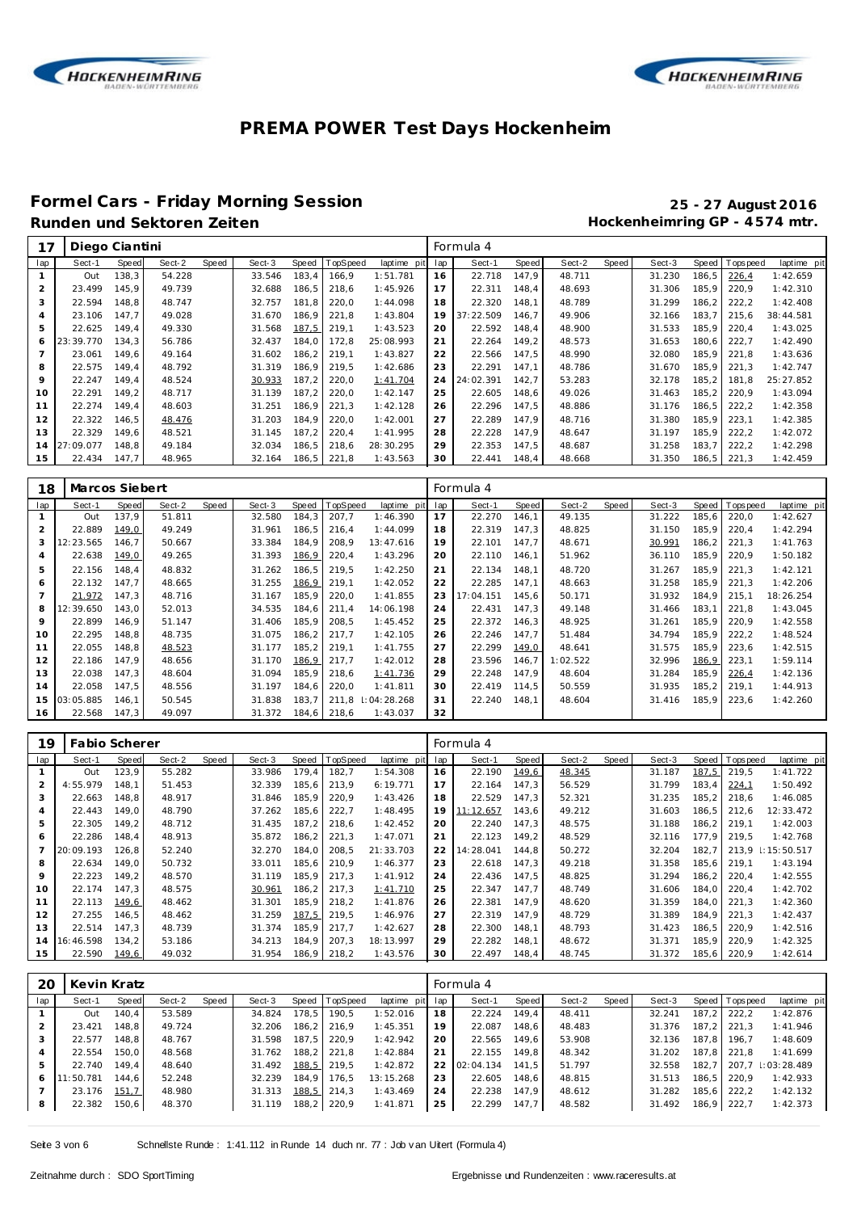# PREMA POWER Test Days Hockenheim

## Formel Cars - Friday Morning Session

**25 - 27 August 2016**

**Runden und Sektoren Zeiten**

**Hockenheimring GP - 4574 mtr.**

| 17 | Diego Ciantini | | | | | | | | Formula 4 | | | | | | | | |
|---|---|---|---|---|---|---|---|---|---|---|---|---|---|---|---|---|---|
| lap | Sect-1 | Speed | Sect-2 | Speed | Sect-3 | Speed | TopSpeed | laptime pit | lap | Sect-1 | Speed | Sect-2 | Speed | Sect-3 | Speed | Topspeed | laptime pit |
| 1 | Out | 138,3 | 54.228 | | 33.546 | 183,4 | 166,9 | 1:51.781 | 16 | 22.718 | 147,9 | 48.711 | | 31.230 | 186,5 | 226,4 | 1:42.659 |
| 2 | 23.499 | 145,9 | 49.739 | | 32.688 | 186,5 | 218,6 | 1:45.926 | 17 | 22.311 | 148,4 | 48.693 | | 31.306 | 185,9 | 220,9 | 1:42.310 |
| 3 | 22.594 | 148,8 | 48.747 | | 32.757 | 181,8 | 220,0 | 1:44.098 | 18 | 22.320 | 148,1 | 48.789 | | 31.299 | 186,2 | 222,2 | 1:42.408 |
| 4 | 23.106 | 147,7 | 49.028 | | 31.670 | 186,9 | 221,8 | 1:43.804 | 19 | 37:22.509 | 146,7 | 49.906 | | 32.166 | 183,7 | 215,6 | 38:44.581 |
| 5 | 22.625 | 149,4 | 49.330 | | 31.568 | 187,5 | 219,1 | 1:43.523 | 20 | 22.592 | 148,4 | 48.900 | | 31.533 | 185,9 | 220,4 | 1:43.025 |
| 6 | 23:39.770 | 134,3 | 56.786 | | 32.437 | 184,0 | 172,8 | 25:08.993 | 21 | 22.264 | 149,2 | 48.573 | | 31.653 | 180,6 | 222,7 | 1:42.490 |
| 7 | 23.061 | 149,6 | 49.164 | | 31.602 | 186,2 | 219,1 | 1:43.827 | 22 | 22.566 | 147,5 | 48.990 | | 32.080 | 185,9 | 221,8 | 1:43.636 |
| 8 | 22.575 | 149,4 | 48.792 | | 31.319 | 186,9 | 219,5 | 1:42.686 | 23 | 22.291 | 147,1 | 48.786 | | 31.670 | 185,9 | 221,3 | 1:42.747 |
| 9 | 22.247 | 149,4 | 48.524 | | 30.933 | 187,2 | 220,0 | 1:41.704 | 24 | 24:02.391 | 142,7 | 53.283 | | 32.178 | 185,2 | 181,8 | 25:27.852 |
| 10 | 22.291 | 149,2 | 48.717 | | 31.139 | 187,2 | 220,0 | 1:42.147 | 25 | 22.605 | 148,6 | 49.026 | | 31.463 | 185,2 | 220,9 | 1:43.094 |
| 11 | 22.274 | 149,4 | 48.603 | | 31.251 | 186,9 | 221,3 | 1:42.128 | 26 | 22.296 | 147,5 | 48.886 | | 31.176 | 186,5 | 222,2 | 1:42.358 |
| 12 | 22.322 | 146,5 | 48.476 | | 31.203 | 184,9 | 220,0 | 1:42.001 | 27 | 22.289 | 147,9 | 48.716 | | 31.380 | 185,9 | 223,1 | 1:42.385 |
| 13 | 22.329 | 149,6 | 48.521 | | 31.145 | 187,2 | 220,4 | 1:41.995 | 28 | 22.228 | 147,9 | 48.647 | | 31.197 | 185,9 | 222,2 | 1:42.072 |
| 14 | 27:09.077 | 148,8 | 49.184 | | 32.034 | 186,5 | 218,6 | 28:30.295 | 29 | 22.353 | 147,5 | 48.687 | | 31.258 | 183,7 | 222,2 | 1:42.298 |
| 15 | 22.434 | 147,7 | 48.965 | | 32.164 | 186,5 | 221,8 | 1:43.563 | 30 | 22.441 | 148,4 | 48.668 | | 31.350 | 186,5 | 221,3 | 1:42.459 |

| 18 | Marcos Siebert | | | | | | | | Formula 4 | | | | | | | | |
|---|---|---|---|---|---|---|---|---|---|---|---|---|---|---|---|---|---|
| lap | Sect-1 | Speed | Sect-2 | Speed | Sect-3 | Speed | TopSpeed | laptime pit | lap | Sect-1 | Speed | Sect-2 | Speed | Sect-3 | Speed | Topspeed | laptime pit |
| 1 | Out | 137,9 | 51.811 | | 32.580 | 184,3 | 207,7 | 1:46.390 | 17 | 22.270 | 146,1 | 49.135 | | 31.222 | 185,6 | 220,0 | 1:42.627 |
| 2 | 22.889 | 149,0 | 49.249 | | 31.961 | 186,5 | 216,4 | 1:44.099 | 18 | 22.319 | 147,3 | 48.825 | | 31.150 | 185,9 | 220,4 | 1:42.294 |
| 3 | 12:23.565 | 146,7 | 50.667 | | 33.384 | 184,9 | 208,9 | 13:47.616 | 19 | 22.101 | 147,7 | 48.671 | | 30.991 | 186,2 | 221,3 | 1:41.763 |
| 4 | 22.638 | 149,0 | 49.265 | | 31.393 | 186,9 | 220,4 | 1:43.296 | 20 | 22.110 | 146,1 | 51.962 | | 36.110 | 185,9 | 220,9 | 1:50.182 |
| 5 | 22.156 | 148,4 | 48.832 | | 31.262 | 186,5 | 219,5 | 1:42.250 | 21 | 22.134 | 148,1 | 48.720 | | 31.267 | 185,9 | 221,3 | 1:42.121 |
| 6 | 22.132 | 147,7 | 48.665 | | 31.255 | 186,9 | 219,1 | 1:42.052 | 22 | 22.285 | 147,1 | 48.663 | | 31.258 | 185,9 | 221,3 | 1:42.206 |
| 7 | 21.972 | 147,3 | 48.716 | | 31.167 | 185,9 | 220,0 | 1:41.855 | 23 | 17:04.151 | 145,6 | 50.171 | | 31.932 | 184,9 | 215,1 | 18:26.254 |
| 8 | 12:39.650 | 143,0 | 52.013 | | 34.535 | 184,6 | 211,4 | 14:06.198 | 24 | 22.431 | 147,3 | 49.148 | | 31.466 | 183,1 | 221,8 | 1:43.045 |
| 9 | 22.899 | 146,9 | 51.147 | | 31.406 | 185,9 | 208,5 | 1:45.452 | 25 | 22.372 | 146,3 | 48.925 | | 31.261 | 185,9 | 220,9 | 1:42.558 |
| 10 | 22.295 | 148,8 | 48.735 | | 31.075 | 186,2 | 217,7 | 1:42.105 | 26 | 22.246 | 147,7 | 51.484 | | 34.794 | 185,9 | 222,2 | 1:48.524 |
| 11 | 22.055 | 148,8 | 48.523 | | 31.177 | 185,2 | 219,1 | 1:41.755 | 27 | 22.299 | 149,0 | 48.641 | | 31.575 | 185,9 | 223,6 | 1:42.515 |
| 12 | 22.186 | 147,9 | 48.656 | | 31.170 | 186,9 | 217,7 | 1:42.012 | 28 | 23.596 | 146,7 | 1:02.522 | | 32.996 | 186,9 | 223,1 | 1:59.114 |
| 13 | 22.038 | 147,3 | 48.604 | | 31.094 | 185,9 | 218,6 | 1:41.736 | 29 | 22.248 | 147,9 | 48.604 | | 31.284 | 185,9 | 226,4 | 1:42.136 |
| 14 | 22.058 | 147,5 | 48.556 | | 31.197 | 184,6 | 220,0 | 1:41.811 | 30 | 22.419 | 114,5 | 50.559 | | 31.935 | 185,2 | 219,1 | 1:44.913 |
| 15 | 03:05.885 | 146,1 | 50.545 | | 31.838 | 183,7 | 211,8 | 1:04:28.268 | 31 | 22.240 | 148,1 | 48.604 | | 31.416 | 185,9 | 223,6 | 1:42.260 |
| 16 | 22.568 | 147,3 | 49.097 | | 31.372 | 184,6 | 218,6 | 1:43.037 | 32 | | | | | | | | |

| 19 | Fabio Scherer | | | | | | | | Formula 4 | | | | | | | | |
|---|---|---|---|---|---|---|---|---|---|---|---|---|---|---|---|---|---|
| lap | Sect-1 | Speed | Sect-2 | Speed | Sect-3 | Speed | TopSpeed | laptime pit | lap | Sect-1 | Speed | Sect-2 | Speed | Sect-3 | Speed | Topspeed | laptime pit |
| 1 | Out | 123,9 | 55.282 | | 33.986 | 179,4 | 182,7 | 1:54.308 | 16 | 22.190 | 149,6 | 48.345 | | 31.187 | 187,5 | 219,5 | 1:41.722 |
| 2 | 4:55.979 | 148,1 | 51.453 | | 32.339 | 185,6 | 213,9 | 6:19.771 | 17 | 22.164 | 147,3 | 56.529 | | 31.799 | 183,4 | 224,1 | 1:50.492 |
| 3 | 22.663 | 148,8 | 48.917 | | 31.846 | 185,9 | 220,9 | 1:43.426 | 18 | 22.529 | 147,3 | 52.321 | | 31.235 | 185,2 | 218,6 | 1:46.085 |
| 4 | 22.443 | 149,0 | 48.790 | | 37.262 | 185,6 | 222,7 | 1:48.495 | 19 | 11:12.657 | 143,6 | 49.212 | | 31.603 | 186,5 | 212,6 | 12:33.472 |
| 5 | 22.305 | 149,2 | 48.712 | | 31.435 | 187,2 | 218,6 | 1:42.452 | 20 | 22.240 | 147,3 | 48.575 | | 31.188 | 186,2 | 219,1 | 1:42.003 |
| 6 | 22.286 | 148,4 | 48.913 | | 35.872 | 186,2 | 221,3 | 1:47.071 | 21 | 22.123 | 149,2 | 48.529 | | 32.116 | 177,9 | 219,5 | 1:42.768 |
| 7 | 20:09.193 | 126,8 | 52.240 | | 32.270 | 184,0 | 208,5 | 21:33.703 | 22 | 14:28.041 | 144,8 | 50.272 | | 32.204 | 182,7 | 213,9 | 1:15:50.517 |
| 8 | 22.634 | 149,0 | 50.732 | | 33.011 | 185,6 | 210,9 | 1:46.377 | 23 | 22.618 | 147,3 | 49.218 | | 31.358 | 185,6 | 219,1 | 1:43.194 |
| 9 | 22.223 | 149,2 | 48.570 | | 31.119 | 185,9 | 217,3 | 1:41.912 | 24 | 22.436 | 147,5 | 48.825 | | 31.294 | 186,2 | 220,4 | 1:42.555 |
| 10 | 22.174 | 147,3 | 48.575 | | 30.961 | 186,2 | 217,3 | 1:41.710 | 25 | 22.347 | 147,7 | 48.749 | | 31.606 | 184,0 | 220,4 | 1:42.702 |
| 11 | 22.113 | 149,6 | 48.462 | | 31.301 | 185,9 | 218,2 | 1:41.876 | 26 | 22.381 | 147,9 | 48.620 | | 31.359 | 184,0 | 221,3 | 1:42.360 |
| 12 | 27.255 | 146,5 | 48.462 | | 31.259 | 187,5 | 219,5 | 1:46.976 | 27 | 22.319 | 147,9 | 48.729 | | 31.389 | 184,9 | 221,3 | 1:42.437 |
| 13 | 22.514 | 147,3 | 48.739 | | 31.374 | 185,9 | 217,7 | 1:42.627 | 28 | 22.300 | 148,1 | 48.793 | | 31.423 | 186,5 | 220,9 | 1:42.516 |
| 14 | 16:46.598 | 134,2 | 53.186 | | 34.213 | 184,9 | 207,3 | 18:13.997 | 29 | 22.282 | 148,1 | 48.672 | | 31.371 | 185,9 | 220,9 | 1:42.325 |
| 15 | 22.590 | 149,6 | 49.032 | | 31.954 | 186,9 | 218,2 | 1:43.576 | 30 | 22.497 | 148,4 | 48.745 | | 31.372 | 185,6 | 220,9 | 1:42.614 |

| 20 | Kevin Kratz | | | | | | | | Formula 4 | | | | | | | | |
|---|---|---|---|---|---|---|---|---|---|---|---|---|---|---|---|---|---|
| lap | Sect-1 | Speed | Sect-2 | Speed | Sect-3 | Speed | TopSpeed | laptime pit | lap | Sect-1 | Speed | Sect-2 | Speed | Sect-3 | Speed | Topspeed | laptime pit |
| 1 | Out | 140,4 | 53.589 | | 34.824 | 178,5 | 190,5 | 1:52.016 | 18 | 22.224 | 149,4 | 48.411 | | 32.241 | 187,2 | 222,2 | 1:42.876 |
| 2 | 23.421 | 148,8 | 49.724 | | 32.206 | 186,2 | 216,9 | 1:45.351 | 19 | 22.087 | 148,6 | 48.483 | | 31.376 | 187,2 | 221,3 | 1:41.946 |
| 3 | 22.577 | 148,8 | 48.767 | | 31.598 | 187,5 | 220,9 | 1:42.942 | 20 | 22.565 | 149,6 | 53.908 | | 32.136 | 187,8 | 196,7 | 1:48.609 |
| 4 | 22.554 | 150,0 | 48.568 | | 31.762 | 188,2 | 221,8 | 1:42.884 | 21 | 22.155 | 149,8 | 48.342 | | 31.202 | 187,8 | 221,8 | 1:41.699 |
| 5 | 22.740 | 149,4 | 48.640 | | 31.492 | 188,5 | 219,5 | 1:42.872 | 22 | 02:04.134 | 141,5 | 51.797 | | 32.558 | 182,7 | 207,7 | 1:03:28.489 |
| 6 | 11:50.781 | 144,6 | 52.248 | | 32.239 | 184,9 | 176,5 | 13:15.268 | 23 | 22.605 | 148,6 | 48.815 | | 31.513 | 186,5 | 220,9 | 1:42.933 |
| 7 | 23.176 | 151,7 | 48.980 | | 31.313 | 188,5 | 214,3 | 1:43.469 | 24 | 22.238 | 147,9 | 48.612 | | 31.282 | 185,6 | 222,2 | 1:42.132 |
| 8 | 22.382 | 150,6 | 48.370 | | 31.119 | 188,2 | 220,9 | 1:41.871 | 25 | 22.299 | 147,7 | 48.582 | | 31.492 | 186,9 | 222,7 | 1:42.373 |

Schnellste Runde : 1:41.112 in Runde 14 duch nr. 77 : Job van Uitert (Formula 4)

Zeitnahme durch : SDO SportTiming

Ergebnisse und Rundenzeiten : www.raceresults.at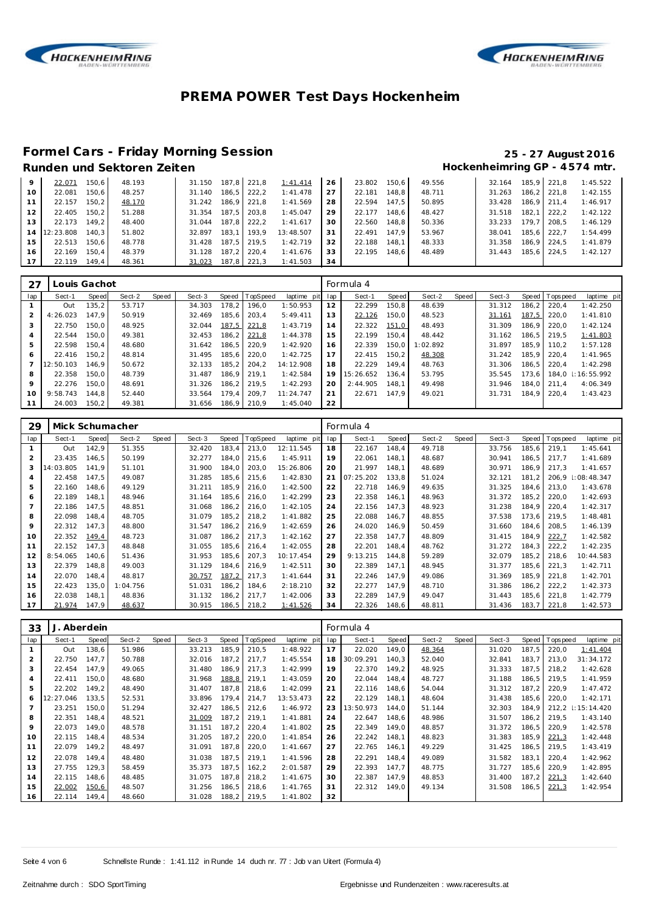# PREMA POWER Test Days Hockenheim

## Formel Cars - Friday Morning Session

**25 - 27 August 2016**

### Runden und Sektoren Zeiten

**Hockenheimring GP - 4574 mtr.**

| lap | Sect-1 | Speed | Sect-2 | Speed | Sect-3 | Speed | TopSpeed | laptime pit | lap | Sect-1 | Speed | Sect-2 | Speed | Sect-3 | Speed | Topspeed | laptime pit |
|---|---|---|---|---|---|---|---|---|---|---|---|---|---|---|---|---|---|
| 9 | 22.071 | 150,6 | 48.193 | | 31.150 | 187,8 | 221,8 | 1:41.414 | 26 | 23.802 | 150,6 | 49.556 | | 32.164 | 185,9 | 221,8 | 1:45.522 |
| 10 | 22.081 | 150,6 | 48.257 | | 31.140 | 186,5 | 222,2 | 1:41.478 | 27 | 22.181 | 148,8 | 48.711 | | 31.263 | 186,2 | 221,8 | 1:42.155 |
| 11 | 22.157 | 150,2 | 48.170 | | 31.242 | 186,9 | 221,8 | 1:41.569 | 28 | 22.594 | 147,5 | 50.895 | | 33.428 | 186,9 | 211,4 | 1:46.917 |
| 12 | 22.405 | 150,2 | 51.288 | | 31.354 | 187,5 | 203,8 | 1:45.047 | 29 | 22.177 | 148,6 | 48.427 | | 31.518 | 182,1 | 222,2 | 1:42.122 |
| 13 | 22.173 | 149,2 | 48.400 | | 31.044 | 187,8 | 222,2 | 1:41.617 | 30 | 22.560 | 148,8 | 50.336 | | 33.233 | 179,7 | 208,5 | 1:46.129 |
| 14 | 12:23.808 | 140,3 | 51.802 | | 32.897 | 183,1 | 193,9 | 13:48.507 | 31 | 22.491 | 147,9 | 53.967 | | 38.041 | 185,6 | 222,7 | 1:54.499 |
| 15 | 22.513 | 150,6 | 48.778 | | 31.428 | 187,5 | 219,5 | 1:42.719 | 32 | 22.188 | 148,1 | 48.333 | | 31.358 | 186,9 | 224,5 | 1:41.879 |
| 16 | 22.169 | 150,4 | 48.379 | | 31.128 | 187,2 | 220,4 | 1:41.676 | 33 | 22.195 | 148,6 | 48.489 | | 31.443 | 185,6 | 224,5 | 1:42.127 |
| 17 | 22.119 | 149,4 | 48.361 | | 31.023 | 187,8 | 221,3 | 1:41.503 | 34 | | | | | | | | |

**27 Louis Gachot** — Formula 4

| lap | Sect-1 | Speed | Sect-2 | Speed | Sect-3 | Speed | TopSpeed | laptime pit | lap | Sect-1 | Speed | Sect-2 | Speed | Sect-3 | Speed | Topspeed | laptime pit |
|---|---|---|---|---|---|---|---|---|---|---|---|---|---|---|---|---|---|
| 1 | Out | 135,2 | 53.717 | | 34.303 | 178,2 | 196,0 | 1:50.953 | 12 | 22.299 | 150,8 | 48.639 | | 31.312 | 186,2 | 220,4 | 1:42.250 |
| 2 | 4:26.023 | 147,9 | 50.919 | | 32.469 | 185,6 | 203,4 | 5:49.411 | 13 | 22.126 | 150,0 | 48.523 | | 31.161 | 187,5 | 220,0 | 1:41.810 |
| 3 | 22.750 | 150,0 | 48.925 | | 32.044 | 187,5 | 221,8 | 1:43.719 | 14 | 22.322 | 151,0 | 48.493 | | 31.309 | 186,9 | 220,0 | 1:42.124 |
| 4 | 22.544 | 150,0 | 49.381 | | 32.453 | 186,2 | 221,8 | 1:44.378 | 15 | 22.199 | 150,4 | 48.442 | | 31.162 | 186,5 | 219,5 | 1:41.803 |
| 5 | 22.598 | 150,4 | 48.680 | | 31.642 | 186,5 | 220,9 | 1:42.920 | 16 | 22.339 | 150,0 | 1:02.892 | | 31.897 | 185,9 | 110,2 | 1:57.128 |
| 6 | 22.416 | 150,2 | 48.814 | | 31.495 | 185,6 | 220,0 | 1:42.725 | 17 | 22.415 | 150,2 | 48.308 | | 31.242 | 185,9 | 220,4 | 1:41.965 |
| 7 | 12:50.103 | 146,9 | 50.672 | | 32.133 | 185,2 | 204,2 | 14:12.908 | 18 | 22.229 | 149,4 | 48.763 | | 31.306 | 186,5 | 220,4 | 1:42.298 |
| 8 | 22.358 | 150,0 | 48.739 | | 31.487 | 186,9 | 219,1 | 1:42.584 | 19 | 15:26.652 | 136,4 | 53.795 | | 35.545 | 173,6 | 184,0 | 16:55.992 |
| 9 | 22.276 | 150,0 | 48.691 | | 31.326 | 186,2 | 219,5 | 1:42.293 | 20 | 2:44.905 | 148,1 | 49.498 | | 31.946 | 184,0 | 211,4 | 4:06.349 |
| 10 | 9:58.743 | 144,8 | 52.440 | | 33.564 | 179,4 | 209,7 | 11:24.747 | 21 | 22.671 | 147,9 | 49.021 | | 31.731 | 184,9 | 220,4 | 1:43.423 |
| 11 | 24.003 | 150,2 | 49.381 | | 31.656 | 186,9 | 210,9 | 1:45.040 | 22 | | | | | | | | |

**29 Mick Schumacher** — Formula 4

| lap | Sect-1 | Speed | Sect-2 | Speed | Sect-3 | Speed | TopSpeed | laptime pit | lap | Sect-1 | Speed | Sect-2 | Speed | Sect-3 | Speed | Topspeed | laptime pit |
|---|---|---|---|---|---|---|---|---|---|---|---|---|---|---|---|---|---|
| 1 | Out | 142,9 | 51.355 | | 32.420 | 183,4 | 213,0 | 12:11.545 | 18 | 22.167 | 148,4 | 49.718 | | 33.756 | 185,6 | 219,1 | 1:45.641 |
| 2 | 23.435 | 146,5 | 50.199 | | 32.277 | 184,0 | 215,6 | 1:45.911 | 19 | 22.061 | 148,1 | 48.687 | | 30.941 | 186,5 | 217,7 | 1:41.689 |
| 3 | 14:03.805 | 141,9 | 51.101 | | 31.900 | 184,0 | 203,0 | 15:26.806 | 20 | 21.997 | 148,1 | 48.689 | | 30.971 | 186,9 | 217,3 | 1:41.657 |
| 4 | 22.458 | 147,5 | 49.087 | | 31.285 | 185,6 | 215,6 | 1:42.830 | 21 | 07:25.202 | 133,8 | 51.024 | | 32.121 | 181,2 | 206,9 | 08:48.347 |
| 5 | 22.160 | 148,6 | 49.129 | | 31.211 | 185,9 | 216,0 | 1:42.500 | 22 | 22.718 | 146,9 | 49.635 | | 31.325 | 184,6 | 213,0 | 1:43.678 |
| 6 | 22.189 | 148,1 | 48.946 | | 31.164 | 185,6 | 216,0 | 1:42.299 | 23 | 22.358 | 146,1 | 48.963 | | 31.372 | 185,2 | 220,0 | 1:42.693 |
| 7 | 22.186 | 147,5 | 48.851 | | 31.068 | 186,2 | 216,0 | 1:42.105 | 24 | 22.156 | 147,3 | 48.923 | | 31.238 | 184,9 | 220,4 | 1:42.317 |
| 8 | 22.098 | 148,4 | 48.705 | | 31.079 | 185,2 | 218,2 | 1:41.882 | 25 | 22.088 | 146,7 | 48.855 | | 37.538 | 173,6 | 219,5 | 1:48.481 |
| 9 | 22.312 | 147,3 | 48.800 | | 31.547 | 186,2 | 216,9 | 1:42.659 | 26 | 24.020 | 146,9 | 50.459 | | 31.660 | 184,6 | 208,5 | 1:46.139 |
| 10 | 22.352 | 149,4 | 48.723 | | 31.087 | 186,2 | 217,3 | 1:42.162 | 27 | 22.358 | 147,7 | 48.809 | | 31.415 | 184,9 | 222,7 | 1:42.582 |
| 11 | 22.152 | 147,3 | 48.848 | | 31.055 | 185,6 | 216,4 | 1:42.055 | 28 | 22.201 | 148,4 | 48.762 | | 31.272 | 184,3 | 222,2 | 1:42.235 |
| 12 | 8:54.065 | 140,6 | 51.436 | | 31.953 | 185,6 | 207,3 | 10:17.454 | 29 | 9:13.215 | 144,8 | 59.289 | | 32.079 | 185,2 | 218,6 | 10:44.583 |
| 13 | 22.379 | 148,8 | 49.003 | | 31.129 | 184,6 | 216,9 | 1:42.511 | 30 | 22.389 | 147,1 | 48.945 | | 31.377 | 185,6 | 221,3 | 1:42.711 |
| 14 | 22.070 | 148,4 | 48.817 | | 30.757 | 187,2 | 217,3 | 1:41.644 | 31 | 22.246 | 147,9 | 49.086 | | 31.369 | 185,9 | 221,8 | 1:42.701 |
| 15 | 22.423 | 135,0 | 1:04.756 | | 51.031 | 186,2 | 184,6 | 2:18.210 | 32 | 22.277 | 147,9 | 48.710 | | 31.386 | 186,2 | 222,2 | 1:42.373 |
| 16 | 22.038 | 148,1 | 48.836 | | 31.132 | 186,2 | 217,7 | 1:42.006 | 33 | 22.289 | 147,9 | 49.047 | | 31.443 | 185,6 | 221,8 | 1:42.779 |
| 17 | 21.974 | 147,9 | 48.637 | | 30.915 | 186,5 | 218,2 | 1:41.526 | 34 | 22.326 | 148,6 | 48.811 | | 31.436 | 183,7 | 221,8 | 1:42.573 |

**33 J. Aberdein** — Formula 4

| lap | Sect-1 | Speed | Sect-2 | Speed | Sect-3 | Speed | TopSpeed | laptime pit | lap | Sect-1 | Speed | Sect-2 | Speed | Sect-3 | Speed | Topspeed | laptime pit |
|---|---|---|---|---|---|---|---|---|---|---|---|---|---|---|---|---|---|
| 1 | Out | 138,6 | 51.986 | | 33.213 | 185,9 | 210,5 | 1:48.922 | 17 | 22.020 | 149,0 | 48.364 | | 31.020 | 187,5 | 220,0 | 1:41.404 |
| 2 | 22.750 | 147,7 | 50.788 | | 32.016 | 187,2 | 217,7 | 1:45.554 | 18 | 30:09.291 | 140,3 | 52.040 | | 32.841 | 183,7 | 213,0 | 31:34.172 |
| 3 | 22.454 | 147,9 | 49.065 | | 31.480 | 186,9 | 217,3 | 1:42.999 | 19 | 22.370 | 149,2 | 48.925 | | 31.333 | 187,5 | 218,2 | 1:42.628 |
| 4 | 22.411 | 150,0 | 48.680 | | 31.968 | 188,8 | 219,1 | 1:43.059 | 20 | 22.044 | 148,4 | 48.727 | | 31.188 | 186,5 | 219,5 | 1:41.959 |
| 5 | 22.202 | 149,2 | 48.490 | | 31.407 | 187,8 | 218,6 | 1:42.099 | 21 | 22.116 | 148,6 | 54.044 | | 31.312 | 187,2 | 220,9 | 1:47.472 |
| 6 | 12:27.046 | 133,5 | 52.531 | | 33.896 | 179,4 | 214,7 | 13:53.473 | 22 | 22.129 | 148,1 | 48.604 | | 31.438 | 185,6 | 220,0 | 1:42.171 |
| 7 | 23.251 | 150,0 | 51.294 | | 32.427 | 186,5 | 212,6 | 1:46.972 | 23 | 13:50.973 | 144,0 | 51.144 | | 32.303 | 184,9 | 212,2 | 15:14.420 |
| 8 | 22.351 | 148,4 | 48.521 | | 31.009 | 187,2 | 219,1 | 1:41.881 | 24 | 22.647 | 148,6 | 48.986 | | 31.507 | 186,2 | 219,5 | 1:43.140 |
| 9 | 22.073 | 149,0 | 48.578 | | 31.151 | 187,2 | 220,4 | 1:41.802 | 25 | 22.349 | 149,0 | 48.857 | | 31.372 | 186,5 | 220,9 | 1:42.578 |
| 10 | 22.115 | 148,4 | 48.534 | | 31.205 | 187,2 | 220,0 | 1:41.854 | 26 | 22.242 | 148,1 | 48.823 | | 31.383 | 185,9 | 221,3 | 1:42.448 |
| 11 | 22.079 | 149,2 | 48.497 | | 31.091 | 187,8 | 220,0 | 1:41.667 | 27 | 22.765 | 146,1 | 49.229 | | 31.425 | 186,5 | 219,5 | 1:43.419 |
| 12 | 22.078 | 149,4 | 48.480 | | 31.038 | 187,5 | 219,1 | 1:41.596 | 28 | 22.291 | 148,4 | 49.089 | | 31.582 | 183,1 | 220,4 | 1:42.962 |
| 13 | 27.755 | 129,3 | 58.459 | | 35.373 | 187,5 | 162,2 | 2:01.587 | 29 | 22.393 | 147,7 | 48.775 | | 31.727 | 185,6 | 220,9 | 1:42.895 |
| 14 | 22.115 | 148,6 | 48.485 | | 31.075 | 187,8 | 218,2 | 1:41.675 | 30 | 22.387 | 147,9 | 48.853 | | 31.400 | 187,2 | 221,3 | 1:42.640 |
| 15 | 22.002 | 150,6 | 48.507 | | 31.256 | 186,5 | 218,6 | 1:41.765 | 31 | 22.312 | 149,0 | 49.134 | | 31.508 | 186,5 | 221,3 | 1:42.954 |
| 16 | 22.114 | 149,4 | 48.660 | | 31.028 | 188,2 | 219,5 | 1:41.802 | 32 | | | | | | | | |

Schnellste Runde : 1:41.112 in Runde 14 duch nr. 77 : Job van Uitert (Formula 4)

Zeitnahme durch : SDO SportTiming

Ergebnisse und Rundenzeiten : www.raceresults.at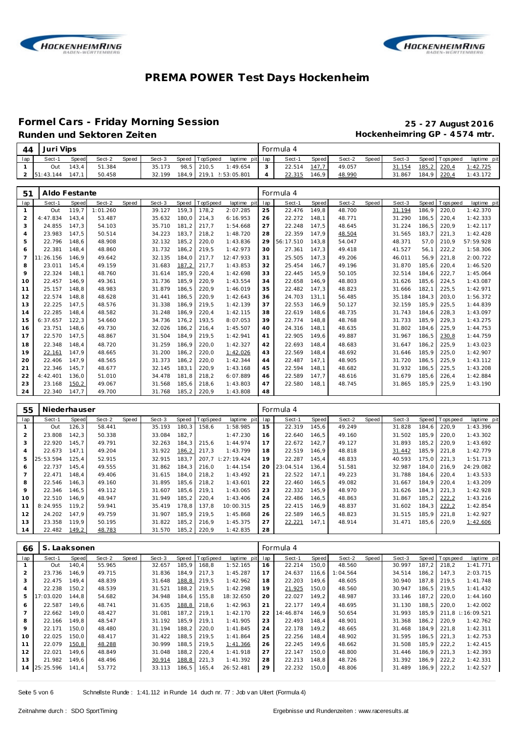# PREMA POWER Test Days Hockenheim

## Formel Cars - Friday Morning Session

**Runden und Sektoren Zeiten**

**25 - 27 August 2016**

**Hockenheimring GP - 4574 mtr.**

| 44 | Juri Vips | | | | | | | | Formula 4 | | | | | | | | |
|---|---|---|---|---|---|---|---|---|---|---|---|---|---|---|---|---|---|
| lap | Sect-1 | Speed | Sect-2 | Speed | Sect-3 | Speed | TopSpeed | laptime pit | lap | Sect-1 | Speed | Sect-2 | Speed | Sect-3 | Speed | Topspeed | laptime pit |
| 1 | Out | 143,4 | 51.384 | | 35.173 | 98,5 | 210,5 | 1:49.654 | 3 | 22.514 | 147,7 | 49.057 | | 31.154 | 185,2 | 220,4 | 1:42.725 |
| 2 | 51:43.144 | 147,1 | 50.458 | | 32.199 | 184,9 | 219,1 | 2:53:05.801 | 4 | 22.315 | 146,9 | 48.990 | | 31.867 | 184,9 | 220,4 | 1:43.172 |

| 51 | Aldo Festante | | | | | | | | Formula 4 | | | | | | | | |
|---|---|---|---|---|---|---|---|---|---|---|---|---|---|---|---|---|---|
| lap | Sect-1 | Speed | Sect-2 | Speed | Sect-3 | Speed | TopSpeed | laptime pit | lap | Sect-1 | Speed | Sect-2 | Speed | Sect-3 | Speed | Topspeed | laptime pit |
| 1 | Out | 119,7 | 1:01.260 | | 39.127 | 159,3 | 178,2 | 2:07.285 | 25 | 22.476 | 149,8 | 48.700 | | 31.194 | 186,9 | 220,0 | 1:42.370 |
| 2 | 4:47.834 | 143,4 | 53.487 | | 35.632 | 180,0 | 214,3 | 6:16.953 | 26 | 22.272 | 148,1 | 48.771 | | 31.290 | 186,5 | 220,4 | 1:42.333 |
| 3 | 24.855 | 147,3 | 54.103 | | 35.710 | 181,2 | 217,7 | 1:54.668 | 27 | 22.248 | 147,5 | 48.645 | | 31.224 | 186,5 | 220,9 | 1:42.117 |
| 4 | 23.983 | 147,5 | 50.514 | | 34.223 | 183,7 | 218,2 | 1:48.720 | 28 | 22.359 | 147,9 | 48.504 | | 31.565 | 183,7 | 221,3 | 1:42.428 |
| 5 | 22.796 | 148,6 | 48.908 | | 32.132 | 185,2 | 220,0 | 1:43.836 | 29 | 56:17.510 | 143,8 | 54.047 | | 48.371 | 57,0 | 210,9 | 57:59.928 |
| 6 | 22.381 | 148,4 | 48.860 | | 31.732 | 186,2 | 219,5 | 1:42.973 | 30 | 27.361 | 147,3 | 49.418 | | 41.527 | 56,1 | 222,2 | 1:58.306 |
| 7 | 11:26.156 | 146,9 | 49.642 | | 32.135 | 184,0 | 217,7 | 12:47.933 | 31 | 25.505 | 147,3 | 49.206 | | 46.011 | 56,9 | 221,8 | 2:00.722 |
| 8 | 23.011 | 145,4 | 49.159 | | 31.683 | 187,2 | 217,7 | 1:43.853 | 32 | 25.454 | 146,7 | 49.196 | | 31.870 | 185,6 | 220,4 | 1:46.520 |
| 9 | 22.324 | 148,1 | 48.760 | | 31.614 | 185,9 | 220,4 | 1:42.698 | 33 | 22.445 | 145,9 | 50.105 | | 32.514 | 184,6 | 222,7 | 1:45.064 |
| 10 | 22.457 | 146,9 | 49.361 | | 31.736 | 185,9 | 220,9 | 1:43.554 | 34 | 22.658 | 146,9 | 48.803 | | 31.626 | 185,6 | 224,5 | 1:43.087 |
| 11 | 25.157 | 148,8 | 48.983 | | 31.879 | 186,5 | 220,9 | 1:46.019 | 35 | 22.482 | 147,3 | 48.823 | | 31.666 | 182,1 | 225,5 | 1:42.971 |
| 12 | 22.574 | 148,8 | 48.628 | | 31.441 | 186,5 | 220,9 | 1:42.643 | 36 | 24.703 | 131,1 | 56.485 | | 35.184 | 184,3 | 203,0 | 1:56.372 |
| 13 | 22.225 | 147,5 | 48.576 | | 31.338 | 186,9 | 219,5 | 1:42.139 | 37 | 22.553 | 146,9 | 50.127 | | 32.159 | 185,9 | 225,5 | 1:44.839 |
| 14 | 22.285 | 148,4 | 48.582 | | 31.248 | 186,9 | 220,4 | 1:42.115 | 38 | 22.619 | 148,6 | 48.735 | | 31.743 | 184,6 | 228,3 | 1:43.097 |
| 15 | 6:37.657 | 122,3 | 54.660 | | 34.736 | 176,2 | 193,5 | 8:07.053 | 39 | 22.774 | 148,8 | 48.768 | | 31.733 | 185,9 | 229,3 | 1:43.275 |
| 16 | 23.751 | 148,6 | 49.730 | | 32.026 | 186,2 | 216,4 | 1:45.507 | 40 | 24.316 | 148,1 | 48.635 | | 31.802 | 184,6 | 225,9 | 1:44.753 |
| 17 | 22.570 | 147,5 | 48.867 | | 31.504 | 184,9 | 219,5 | 1:42.941 | 41 | 22.905 | 149,6 | 49.887 | | 31.967 | 186,5 | 230,8 | 1:44.759 |
| 18 | 22.348 | 148,4 | 48.720 | | 31.259 | 186,9 | 220,0 | 1:42.327 | 42 | 22.693 | 148,4 | 48.683 | | 31.647 | 186,2 | 225,9 | 1:43.023 |
| 19 | 22.161 | 147,9 | 48.665 | | 31.200 | 186,2 | 220,0 | 1:42.026 | 43 | 22.569 | 148,4 | 48.692 | | 31.646 | 185,9 | 225,0 | 1:42.907 |
| 20 | 22.406 | 147,9 | 48.565 | | 31.373 | 186,2 | 220,0 | 1:42.344 | 44 | 22.487 | 147,1 | 48.905 | | 31.720 | 186,5 | 225,9 | 1:43.112 |
| 21 | 22.346 | 145,7 | 48.677 | | 32.145 | 183,1 | 220,9 | 1:43.168 | 45 | 22.594 | 148,1 | 48.682 | | 31.932 | 186,5 | 225,5 | 1:43.208 |
| 22 | 4:42.401 | 136,0 | 51.010 | | 34.478 | 181,8 | 218,2 | 6:07.889 | 46 | 22.589 | 147,7 | 48.616 | | 31.679 | 185,6 | 226,4 | 1:42.884 |
| 23 | 23.168 | 150,2 | 49.067 | | 31.568 | 185,6 | 218,6 | 1:43.803 | 47 | 22.580 | 148,1 | 48.745 | | 31.865 | 185,9 | 225,9 | 1:43.190 |
| 24 | 22.340 | 147,7 | 49.700 | | 31.768 | 185,2 | 220,9 | 1:43.808 | 48 | | | | | | | | |

| 55 | Niederhauser | | | | | | | | Formula 4 | | | | | | | | |
|---|---|---|---|---|---|---|---|---|---|---|---|---|---|---|---|---|---|
| lap | Sect-1 | Speed | Sect-2 | Speed | Sect-3 | Speed | TopSpeed | laptime pit | lap | Sect-1 | Speed | Sect-2 | Speed | Sect-3 | Speed | Topspeed | laptime pit |
| 1 | Out | 126,3 | 58.441 | | 35.193 | 180,3 | 158,6 | 1:58.985 | 15 | 22.319 | 145,6 | 49.249 | | 31.828 | 184,6 | 220,9 | 1:43.396 |
| 2 | 23.808 | 142,3 | 50.338 | | 33.084 | 182,7 | | 1:47.230 | 16 | 22.640 | 146,5 | 49.160 | | 31.502 | 185,9 | 220,0 | 1:43.302 |
| 3 | 22.920 | 145,7 | 49.791 | | 32.263 | 184,3 | 215,6 | 1:44.974 | 17 | 22.672 | 142,7 | 49.127 | | 31.893 | 185,2 | 220,9 | 1:43.692 |
| 4 | 22.673 | 147,1 | 49.204 | | 31.922 | 186,2 | 217,3 | 1:43.799 | 18 | 22.519 | 146,9 | 48.818 | | 31.442 | 185,9 | 221,8 | 1:42.779 |
| 5 | 25:53.594 | 125,4 | 52.915 | | 32.915 | 183,7 | 207,7 | 1:27:19.424 | 19 | 22.287 | 145,4 | 48.833 | | 40.593 | 175,0 | 221,3 | 1:51.713 |
| 6 | 22.737 | 145,4 | 49.555 | | 31.862 | 184,3 | 216,0 | 1:44.154 | 20 | 23:04.514 | 136,4 | 51.581 | | 32.987 | 184,0 | 216,9 | 24:29.082 |
| 7 | 22.471 | 148,4 | 49.406 | | 31.615 | 184,0 | 218,2 | 1:43.492 | 21 | 22.522 | 147,1 | 49.223 | | 31.788 | 184,6 | 220,0 | 1:43.533 |
| 8 | 22.546 | 146,3 | 49.160 | | 31.895 | 185,6 | 218,2 | 1:43.601 | 22 | 22.460 | 146,5 | 49.082 | | 31.667 | 184,9 | 220,4 | 1:43.209 |
| 9 | 22.346 | 146,5 | 49.112 | | 31.607 | 185,6 | 219,1 | 1:43.065 | 23 | 22.332 | 145,9 | 48.970 | | 31.626 | 184,3 | 221,3 | 1:42.928 |
| 10 | 22.510 | 146,9 | 48.947 | | 31.949 | 185,2 | 220,4 | 1:43.406 | 24 | 22.486 | 146,5 | 48.863 | | 31.867 | 185,2 | 222,2 | 1:43.216 |
| 11 | 8:24.955 | 119,2 | 59.941 | | 35.419 | 178,8 | 137,8 | 10:00.315 | 25 | 22.415 | 146,9 | 48.837 | | 31.602 | 184,3 | 222,2 | 1:42.854 |
| 12 | 24.202 | 147,9 | 49.759 | | 31.907 | 185,9 | 219,5 | 1:45.868 | 26 | 22.589 | 146,5 | 48.823 | | 31.515 | 185,9 | 221,8 | 1:42.927 |
| 13 | 23.358 | 119,9 | 50.195 | | 31.822 | 185,2 | 216,9 | 1:45.375 | 27 | 22.221 | 147,1 | 48.914 | | 31.471 | 185,6 | 220,9 | 1:42.606 |
| 14 | 22.482 | 149,2 | 48.783 | | 31.570 | 185,2 | 220,9 | 1:42.835 | 28 | | | | | | | | |

| 66 | S. Laaksonen | | | | | | | | Formula 4 | | | | | | | | |
|---|---|---|---|---|---|---|---|---|---|---|---|---|---|---|---|---|---|
| lap | Sect-1 | Speed | Sect-2 | Speed | Sect-3 | Speed | TopSpeed | laptime pit | lap | Sect-1 | Speed | Sect-2 | Speed | Sect-3 | Speed | Topspeed | laptime pit |
| 1 | Out | 140,4 | 55.965 | | 32.657 | 185,9 | 168,8 | 1:52.165 | 16 | 22.214 | 150,0 | 48.560 | | 30.997 | 187,2 | 218,2 | 1:41.771 |
| 2 | 23.736 | 146,9 | 49.715 | | 31.836 | 184,9 | 217,3 | 1:45.287 | 17 | 24.637 | 116,6 | 1:04.564 | | 34.514 | 186,2 | 147,3 | 2:03.715 |
| 3 | 22.475 | 149,4 | 48.839 | | 31.648 | 188,8 | 219,5 | 1:42.962 | 18 | 22.203 | 149,6 | 48.605 | | 30.940 | 187,8 | 219,5 | 1:41.748 |
| 4 | 22.238 | 150,2 | 48.539 | | 31.521 | 188,2 | 219,5 | 1:42.298 | 19 | 21.925 | 150,0 | 48.560 | | 30.947 | 186,5 | 219,5 | 1:41.432 |
| 5 | 17:03.020 | 144,8 | 54.682 | | 34.948 | 184,6 | 155,8 | 18:32.650 | 20 | 22.027 | 149,2 | 48.987 | | 33.146 | 187,2 | 220,0 | 1:44.160 |
| 6 | 22.587 | 149,6 | 48.741 | | 31.635 | 188,8 | 218,6 | 1:42.963 | 21 | 22.177 | 149,4 | 48.695 | | 31.130 | 188,5 | 220,0 | 1:42.002 |
| 7 | 22.662 | 149,0 | 48.427 | | 31.081 | 187,2 | 219,1 | 1:42.170 | 22 | 14:46.874 | 146,9 | 50.654 | | 31.993 | 185,9 | 211,8 | 1:16:09.521 |
| 8 | 22.166 | 149,8 | 48.547 | | 31.192 | 185,9 | 219,1 | 1:41.905 | 23 | 22.493 | 148,4 | 48.901 | | 31.368 | 186,2 | 220,9 | 1:42.762 |
| 9 | 22.171 | 150,0 | 48.480 | | 31.194 | 188,2 | 220,0 | 1:41.845 | 24 | 22.178 | 149,2 | 48.665 | | 31.468 | 184,9 | 221,8 | 1:42.311 |
| 10 | 22.025 | 150,0 | 48.417 | | 31.422 | 188,5 | 219,5 | 1:41.864 | 25 | 22.256 | 148,4 | 48.902 | | 31.595 | 186,5 | 221,3 | 1:42.753 |
| 11 | 22.079 | 150,8 | 48.288 | | 30.999 | 188,5 | 219,5 | 1:41.366 | 26 | 22.245 | 149,6 | 48.662 | | 31.508 | 185,9 | 222,2 | 1:42.415 |
| 12 | 22.021 | 149,6 | 48.849 | | 31.048 | 188,2 | 220,4 | 1:41.918 | 27 | 22.147 | 150,0 | 48.800 | | 31.446 | 186,9 | 221,3 | 1:42.393 |
| 13 | 21.982 | 149,6 | 48.496 | | 30.914 | 188,8 | 221,3 | 1:41.392 | 28 | 22.213 | 148,8 | 48.726 | | 31.392 | 186,9 | 222,2 | 1:42.331 |
| 14 | 25:25.596 | 141,4 | 53.772 | | 33.113 | 186,5 | 165,4 | 26:52.481 | 29 | 22.232 | 150,0 | 48.806 | | 31.489 | 186,9 | 222,2 | 1:42.527 |

Schnellste Runde : 1:41.112 in Runde 14 duch nr. 77 : Job van Uitert (Formula 4)

Zeitnahme durch : SDO SportTiming

Ergebnisse und Rundenzeiten : www.raceresults.at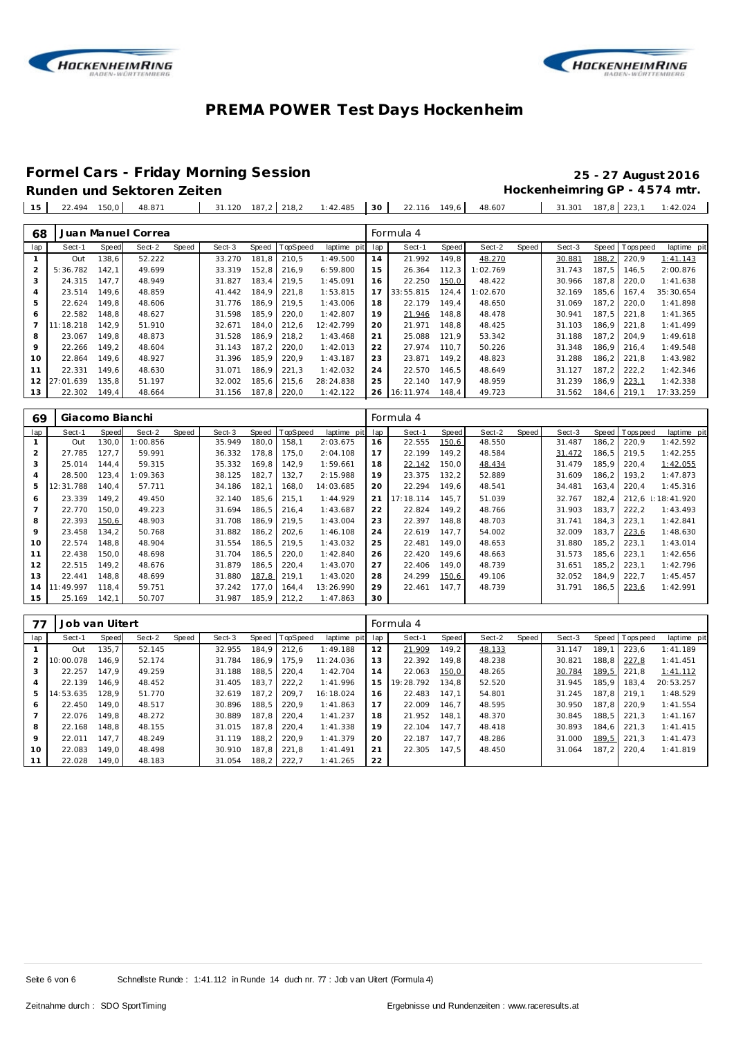# PREMA POWER Test Days Hockenheim

## Formel Cars - Friday Morning Session

**Runden und Sektoren Zeiten**

**25 - 27 August 2016**

**Hockenheimring GP - 4574 mtr.**

| lap | Sect-1 | Speed | Sect-2 | Speed | Sect-3 | Speed | TopSpeed | laptime pit | lap | Sect-1 | Speed | Sect-2 | Speed | Sect-3 | Speed | Topspeed | laptime pit |
|---|---|---|---|---|---|---|---|---|---|---|---|---|---|---|---|---|---|
| 15 | 22.494 | 150,0 | 48.871 | | 31.120 | 187,2 | 218,2 | 1:42.485 | 30 | 22.116 | 149,6 | 48.607 | | 31.301 | 187,8 | 223,1 | 1:42.024 |

### 68 Juan Manuel Correa — Formula 4

| lap | Sect-1 | Speed | Sect-2 | Speed | Sect-3 | Speed | TopSpeed | laptime pit | lap | Sect-1 | Speed | Sect-2 | Speed | Sect-3 | Speed | Topspeed | laptime pit |
|---|---|---|---|---|---|---|---|---|---|---|---|---|---|---|---|---|---|
| 1 | Out | 138,6 | 52.222 | | 33.270 | 181,8 | 210,5 | 1:49.500 | 14 | 21.992 | 149,8 | 48.270 | | 30.881 | 188,2 | 220,9 | 1:41.143 |
| 2 | 5:36.782 | 142,1 | 49.699 | | 33.319 | 152,8 | 216,9 | 6:59.800 | 15 | 26.364 | 112,3 | 1:02.769 | | 31.743 | 187,5 | 146,5 | 2:00.876 |
| 3 | 24.315 | 147,7 | 48.949 | | 31.827 | 183,4 | 219,5 | 1:45.091 | 16 | 22.250 | 150,0 | 48.422 | | 30.966 | 187,8 | 220,0 | 1:41.638 |
| 4 | 23.514 | 149,6 | 48.859 | | 41.442 | 184,9 | 221,8 | 1:53.815 | 17 | 33:55.815 | 124,4 | 1:02.670 | | 32.169 | 185,6 | 167,4 | 35:30.654 |
| 5 | 22.624 | 149,8 | 48.606 | | 31.776 | 186,9 | 219,5 | 1:43.006 | 18 | 22.179 | 149,4 | 48.650 | | 31.069 | 187,2 | 220,0 | 1:41.898 |
| 6 | 22.582 | 148,8 | 48.627 | | 31.598 | 185,9 | 220,0 | 1:42.807 | 19 | 21.946 | 148,8 | 48.478 | | 30.941 | 187,5 | 221,8 | 1:41.365 |
| 7 | 11:18.218 | 142,9 | 51.910 | | 32.671 | 184,0 | 212,6 | 12:42.799 | 20 | 21.971 | 148,8 | 48.425 | | 31.103 | 186,9 | 221,8 | 1:41.499 |
| 8 | 23.067 | 149,8 | 48.873 | | 31.528 | 186,9 | 218,2 | 1:43.468 | 21 | 25.088 | 121,9 | 53.342 | | 31.188 | 187,2 | 204,9 | 1:49.618 |
| 9 | 22.266 | 149,2 | 48.604 | | 31.143 | 187,2 | 220,0 | 1:42.013 | 22 | 27.974 | 110,7 | 50.226 | | 31.348 | 186,9 | 216,4 | 1:49.548 |
| 10 | 22.864 | 149,6 | 48.927 | | 31.396 | 185,9 | 220,9 | 1:43.187 | 23 | 23.871 | 149,2 | 48.823 | | 31.288 | 186,2 | 221,8 | 1:43.982 |
| 11 | 22.331 | 149,6 | 48.630 | | 31.071 | 186,9 | 221,3 | 1:42.032 | 24 | 22.570 | 146,5 | 48.649 | | 31.127 | 187,2 | 222,2 | 1:42.346 |
| 12 | 27:01.639 | 135,8 | 51.197 | | 32.002 | 185,6 | 215,6 | 28:24.838 | 25 | 22.140 | 147,9 | 48.959 | | 31.239 | 186,9 | 223,1 | 1:42.338 |
| 13 | 22.302 | 149,4 | 48.664 | | 31.156 | 187,8 | 220,0 | 1:42.122 | 26 | 16:11.974 | 148,4 | 49.723 | | 31.562 | 184,6 | 219,1 | 17:33.259 |

### 69 Giacomo Bianchi — Formula 4

| lap | Sect-1 | Speed | Sect-2 | Speed | Sect-3 | Speed | TopSpeed | laptime pit | lap | Sect-1 | Speed | Sect-2 | Speed | Sect-3 | Speed | Topspeed | laptime pit |
|---|---|---|---|---|---|---|---|---|---|---|---|---|---|---|---|---|---|
| 1 | Out | 130,0 | 1:00.856 | | 35.949 | 180,0 | 158,1 | 2:03.675 | 16 | 22.555 | 150,6 | 48.550 | | 31.487 | 186,2 | 220,9 | 1:42.592 |
| 2 | 27.785 | 127,7 | 59.991 | | 36.332 | 178,8 | 175,0 | 2:04.108 | 17 | 22.199 | 149,2 | 48.584 | | 31.472 | 186,5 | 219,5 | 1:42.255 |
| 3 | 25.014 | 144,4 | 59.315 | | 35.332 | 169,8 | 142,9 | 1:59.661 | 18 | 22.142 | 150,0 | 48.434 | | 31.479 | 185,9 | 220,4 | 1:42.055 |
| 4 | 28.500 | 123,4 | 1:09.363 | | 38.125 | 182,7 | 132,7 | 2:15.988 | 19 | 23.375 | 132,2 | 52.889 | | 31.609 | 186,2 | 193,2 | 1:47.873 |
| 5 | 12:31.788 | 140,4 | 57.711 | | 34.186 | 182,1 | 168,0 | 14:03.685 | 20 | 22.294 | 149,6 | 48.541 | | 34.481 | 163,4 | 220,4 | 1:45.316 |
| 6 | 23.339 | 149,2 | 49.450 | | 32.140 | 185,6 | 215,1 | 1:44.929 | 21 | 17:18.114 | 145,7 | 51.039 | | 32.767 | 182,4 | 212,6 | 18:41.920 |
| 7 | 22.770 | 150,0 | 49.223 | | 31.694 | 186,5 | 216,4 | 1:43.687 | 22 | 22.824 | 149,2 | 48.766 | | 31.903 | 183,7 | 222,2 | 1:43.493 |
| 8 | 22.393 | 150,6 | 48.903 | | 31.708 | 186,9 | 219,5 | 1:43.004 | 23 | 22.397 | 148,8 | 48.703 | | 31.741 | 184,3 | 223,1 | 1:42.841 |
| 9 | 23.458 | 134,2 | 50.768 | | 31.882 | 186,2 | 202,6 | 1:46.108 | 24 | 22.619 | 147,7 | 54.002 | | 32.009 | 183,7 | 223,6 | 1:48.630 |
| 10 | 22.574 | 148,8 | 48.904 | | 31.554 | 186,5 | 219,5 | 1:43.032 | 25 | 22.481 | 149,0 | 48.653 | | 31.880 | 185,2 | 223,1 | 1:43.014 |
| 11 | 22.438 | 150,0 | 48.698 | | 31.704 | 186,5 | 220,0 | 1:42.840 | 26 | 22.420 | 149,6 | 48.663 | | 31.573 | 185,6 | 223,1 | 1:42.656 |
| 12 | 22.515 | 149,2 | 48.676 | | 31.879 | 186,5 | 220,4 | 1:43.070 | 27 | 22.406 | 149,0 | 48.739 | | 31.651 | 185,2 | 223,1 | 1:42.796 |
| 13 | 22.441 | 148,8 | 48.699 | | 31.880 | 187,8 | 219,1 | 1:43.020 | 28 | 24.299 | 150,6 | 49.106 | | 32.052 | 184,9 | 222,7 | 1:45.457 |
| 14 | 11:49.997 | 118,4 | 59.751 | | 37.242 | 177,0 | 164,4 | 13:26.990 | 29 | 22.461 | 147,7 | 48.739 | | 31.791 | 186,5 | 223,6 | 1:42.991 |
| 15 | 25.169 | 142,1 | 50.707 | | 31.987 | 185,9 | 212,2 | 1:47.863 | 30 | | | | | | | | |

### 77 Job van Uitert — Formula 4

| lap | Sect-1 | Speed | Sect-2 | Speed | Sect-3 | Speed | TopSpeed | laptime pit | lap | Sect-1 | Speed | Sect-2 | Speed | Sect-3 | Speed | Topspeed | laptime pit |
|---|---|---|---|---|---|---|---|---|---|---|---|---|---|---|---|---|---|
| 1 | Out | 135,7 | 52.145 | | 32.955 | 184,9 | 212,6 | 1:49.188 | 12 | 21.909 | 149,2 | 48.133 | | 31.147 | 189,1 | 223,6 | 1:41.189 |
| 2 | 10:00.078 | 146,9 | 52.174 | | 31.784 | 186,9 | 175,9 | 11:24.036 | 13 | 22.392 | 149,8 | 48.238 | | 30.821 | 188,8 | 227,8 | 1:41.451 |
| 3 | 22.257 | 147,9 | 49.259 | | 31.188 | 188,5 | 220,4 | 1:42.704 | 14 | 22.063 | 150,0 | 48.265 | | 30.784 | 189,5 | 221,8 | 1:41.112 |
| 4 | 22.139 | 146,9 | 48.452 | | 31.405 | 183,7 | 222,2 | 1:41.996 | 15 | 19:28.792 | 134,8 | 52.520 | | 31.945 | 185,9 | 183,4 | 20:53.257 |
| 5 | 14:53.635 | 128,9 | 51.770 | | 32.619 | 187,2 | 209,7 | 16:18.024 | 16 | 22.483 | 147,1 | 54.801 | | 31.245 | 187,8 | 219,1 | 1:48.529 |
| 6 | 22.450 | 149,0 | 48.517 | | 30.896 | 188,5 | 220,9 | 1:41.863 | 17 | 22.009 | 146,7 | 48.595 | | 30.950 | 187,8 | 220,9 | 1:41.554 |
| 7 | 22.076 | 149,8 | 48.272 | | 30.889 | 187,8 | 220,4 | 1:41.237 | 18 | 21.952 | 148,1 | 48.370 | | 30.845 | 188,5 | 221,3 | 1:41.167 |
| 8 | 22.168 | 148,8 | 48.155 | | 31.015 | 187,8 | 220,4 | 1:41.338 | 19 | 22.104 | 147,7 | 48.418 | | 30.893 | 184,6 | 221,3 | 1:41.415 |
| 9 | 22.011 | 147,7 | 48.249 | | 31.119 | 188,2 | 220,9 | 1:41.379 | 20 | 22.187 | 147,7 | 48.286 | | 31.000 | 189,5 | 221,3 | 1:41.473 |
| 10 | 22.083 | 149,0 | 48.498 | | 30.910 | 187,8 | 221,8 | 1:41.491 | 21 | 22.305 | 147,5 | 48.450 | | 31.064 | 187,2 | 220,4 | 1:41.819 |
| 11 | 22.028 | 149,0 | 48.183 | | 31.054 | 188,2 | 222,7 | 1:41.265 | 22 | | | | | | | | |

Schnellste Runde : 1:41.112 in Runde 14 duch nr. 77 : Job van Uitert (Formula 4)

Zeitnahme durch : SDO SportTiming

Ergebnisse und Rundenzeiten : www.raceresults.at